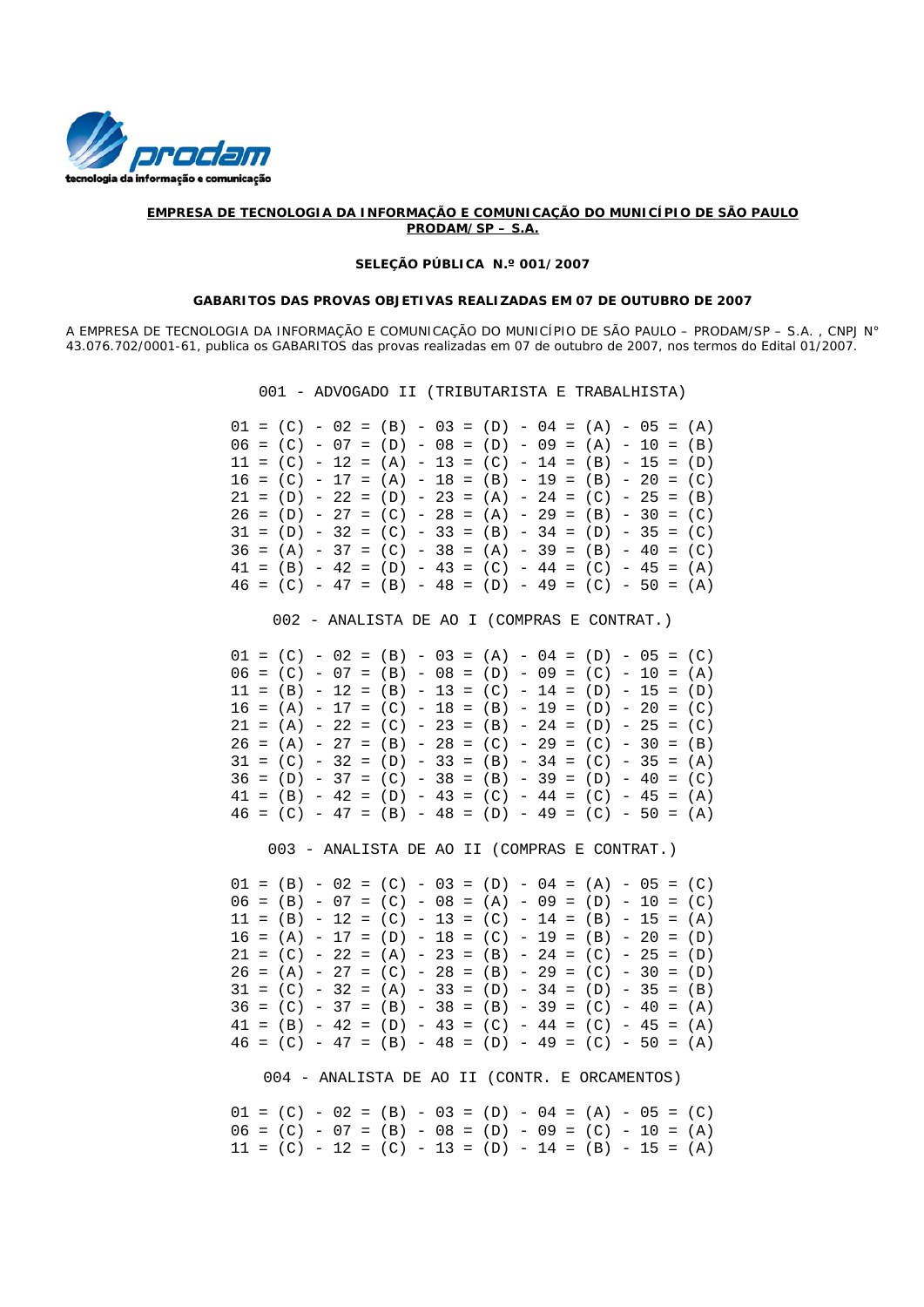prodam
tecnologia da informação e comunicação

**EMPRESA DE TECNOLOGIA DA INFORMAÇÃO E COMUNICAÇÃO DO MUNICÍPIO DE SÃO PAULO**
**PRODAM/SP – S.A.**

**SELEÇÃO PÚBLICA N.º 001/2007**

**GABARITOS DAS PROVAS OBJETIVAS REALIZADAS EM 07 DE OUTUBRO DE 2007**

A EMPRESA DE TECNOLOGIA DA INFORMAÇÃO E COMUNICAÇÃO DO MUNICÍPIO DE SÃO PAULO – PRODAM/SP – S.A. , CNPJ N° 43.076.702/0001-61, publica os GABARITOS das provas realizadas em 07 de outubro de 2007, nos termos do Edital 01/2007.

```
001 - ADVOGADO II (TRIBUTARISTA E TRABALHISTA)

01 = (C) - 02 = (B) - 03 = (D) - 04 = (A) - 05 = (A)
06 = (C) - 07 = (D) - 08 = (D) - 09 = (A) - 10 = (B)
11 = (C) - 12 = (A) - 13 = (C) - 14 = (B) - 15 = (D)
16 = (C) - 17 = (A) - 18 = (B) - 19 = (B) - 20 = (C)
21 = (D) - 22 = (D) - 23 = (A) - 24 = (C) - 25 = (B)
26 = (D) - 27 = (C) - 28 = (A) - 29 = (B) - 30 = (C)
31 = (D) - 32 = (C) - 33 = (B) - 34 = (D) - 35 = (C)
36 = (A) - 37 = (C) - 38 = (A) - 39 = (B) - 40 = (C)
41 = (B) - 42 = (D) - 43 = (C) - 44 = (C) - 45 = (A)
46 = (C) - 47 = (B) - 48 = (D) - 49 = (C) - 50 = (A)

002 - ANALISTA DE AO I (COMPRAS E CONTRAT.)

01 = (C) - 02 = (B) - 03 = (A) - 04 = (D) - 05 = (C)
06 = (C) - 07 = (B) - 08 = (D) - 09 = (C) - 10 = (A)
11 = (B) - 12 = (B) - 13 = (C) - 14 = (D) - 15 = (D)
16 = (A) - 17 = (C) - 18 = (B) - 19 = (D) - 20 = (C)
21 = (A) - 22 = (C) - 23 = (B) - 24 = (D) - 25 = (C)
26 = (A) - 27 = (B) - 28 = (C) - 29 = (C) - 30 = (B)
31 = (C) - 32 = (D) - 33 = (B) - 34 = (C) - 35 = (A)
36 = (D) - 37 = (C) - 38 = (B) - 39 = (D) - 40 = (C)
41 = (B) - 42 = (D) - 43 = (C) - 44 = (C) - 45 = (A)
46 = (C) - 47 = (B) - 48 = (D) - 49 = (C) - 50 = (A)

003 - ANALISTA DE AO II (COMPRAS E CONTRAT.)

01 = (B) - 02 = (C) - 03 = (D) - 04 = (A) - 05 = (C)
06 = (B) - 07 = (C) - 08 = (A) - 09 = (D) - 10 = (C)
11 = (B) - 12 = (C) - 13 = (C) - 14 = (B) - 15 = (A)
16 = (A) - 17 = (D) - 18 = (C) - 19 = (B) - 20 = (D)
21 = (C) - 22 = (A) - 23 = (B) - 24 = (C) - 25 = (D)
26 = (A) - 27 = (C) - 28 = (B) - 29 = (C) - 30 = (D)
31 = (C) - 32 = (A) - 33 = (D) - 34 = (D) - 35 = (B)
36 = (C) - 37 = (B) - 38 = (B) - 39 = (C) - 40 = (A)
41 = (B) - 42 = (D) - 43 = (C) - 44 = (C) - 45 = (A)
46 = (C) - 47 = (B) - 48 = (D) - 49 = (C) - 50 = (A)

004 - ANALISTA DE AO II (CONTR. E ORCAMENTOS)

01 = (C) - 02 = (B) - 03 = (D) - 04 = (A) - 05 = (C)
06 = (C) - 07 = (B) - 08 = (D) - 09 = (C) - 10 = (A)
11 = (C) - 12 = (C) - 13 = (D) - 14 = (B) - 15 = (A)
```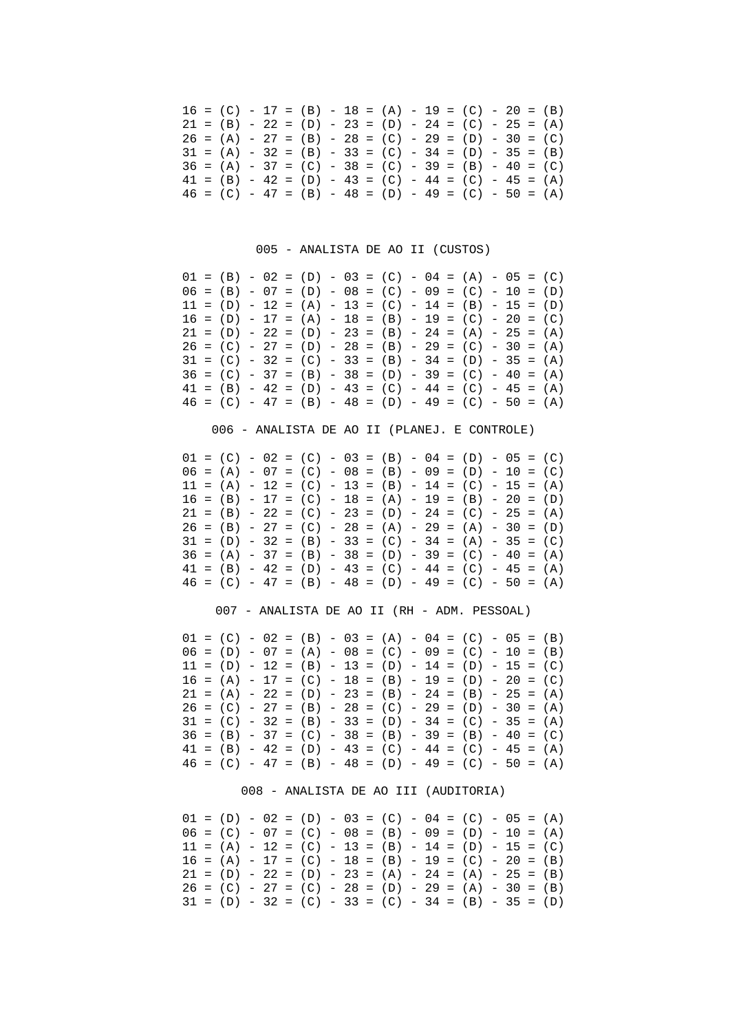16 = (C) - 17 = (B) - 18 = (A) - 19 = (C) - 20 = (B)
21 = (B) - 22 = (D) - 23 = (D) - 24 = (C) - 25 = (A)
26 = (A) - 27 = (B) - 28 = (C) - 29 = (D) - 30 = (C)
31 = (A) - 32 = (B) - 33 = (C) - 34 = (D) - 35 = (B)
36 = (A) - 37 = (C) - 38 = (C) - 39 = (B) - 40 = (C)
41 = (B) - 42 = (D) - 43 = (C) - 44 = (C) - 45 = (A)
46 = (C) - 47 = (B) - 48 = (D) - 49 = (C) - 50 = (A)

## 005 - ANALISTA DE AO II (CUSTOS)

01 = (B) - 02 = (D) - 03 = (C) - 04 = (A) - 05 = (C)
06 = (B) - 07 = (D) - 08 = (C) - 09 = (C) - 10 = (D)
11 = (D) - 12 = (A) - 13 = (C) - 14 = (B) - 15 = (D)
16 = (D) - 17 = (A) - 18 = (B) - 19 = (C) - 20 = (C)
21 = (D) - 22 = (D) - 23 = (B) - 24 = (A) - 25 = (A)
26 = (C) - 27 = (D) - 28 = (B) - 29 = (C) - 30 = (A)
31 = (C) - 32 = (C) - 33 = (B) - 34 = (D) - 35 = (A)
36 = (C) - 37 = (B) - 38 = (D) - 39 = (C) - 40 = (A)
41 = (B) - 42 = (D) - 43 = (C) - 44 = (C) - 45 = (A)
46 = (C) - 47 = (B) - 48 = (D) - 49 = (C) - 50 = (A)

## 006 - ANALISTA DE AO II (PLANEJ. E CONTROLE)

01 = (C) - 02 = (C) - 03 = (B) - 04 = (D) - 05 = (C)
06 = (A) - 07 = (C) - 08 = (B) - 09 = (D) - 10 = (C)
11 = (A) - 12 = (C) - 13 = (B) - 14 = (C) - 15 = (A)
16 = (B) - 17 = (C) - 18 = (A) - 19 = (B) - 20 = (D)
21 = (B) - 22 = (C) - 23 = (D) - 24 = (C) - 25 = (A)
26 = (B) - 27 = (C) - 28 = (A) - 29 = (A) - 30 = (D)
31 = (D) - 32 = (B) - 33 = (C) - 34 = (A) - 35 = (C)
36 = (A) - 37 = (B) - 38 = (D) - 39 = (C) - 40 = (A)
41 = (B) - 42 = (D) - 43 = (C) - 44 = (C) - 45 = (A)
46 = (C) - 47 = (B) - 48 = (D) - 49 = (C) - 50 = (A)

## 007 - ANALISTA DE AO II (RH - ADM. PESSOAL)

01 = (C) - 02 = (B) - 03 = (A) - 04 = (C) - 05 = (B)
06 = (D) - 07 = (A) - 08 = (C) - 09 = (C) - 10 = (B)
11 = (D) - 12 = (B) - 13 = (D) - 14 = (D) - 15 = (C)
16 = (A) - 17 = (C) - 18 = (B) - 19 = (D) - 20 = (C)
21 = (A) - 22 = (D) - 23 = (B) - 24 = (B) - 25 = (A)
26 = (C) - 27 = (B) - 28 = (C) - 29 = (D) - 30 = (A)
31 = (C) - 32 = (B) - 33 = (D) - 34 = (C) - 35 = (A)
36 = (B) - 37 = (C) - 38 = (B) - 39 = (B) - 40 = (C)
41 = (B) - 42 = (D) - 43 = (C) - 44 = (C) - 45 = (A)
46 = (C) - 47 = (B) - 48 = (D) - 49 = (C) - 50 = (A)

## 008 - ANALISTA DE AO III (AUDITORIA)

01 = (D) - 02 = (D) - 03 = (C) - 04 = (C) - 05 = (A)
06 = (C) - 07 = (C) - 08 = (B) - 09 = (D) - 10 = (A)
11 = (A) - 12 = (C) - 13 = (B) - 14 = (D) - 15 = (C)
16 = (A) - 17 = (C) - 18 = (B) - 19 = (C) - 20 = (B)
21 = (D) - 22 = (D) - 23 = (A) - 24 = (A) - 25 = (B)
26 = (C) - 27 = (C) - 28 = (D) - 29 = (A) - 30 = (B)
31 = (D) - 32 = (C) - 33 = (C) - 34 = (B) - 35 = (D)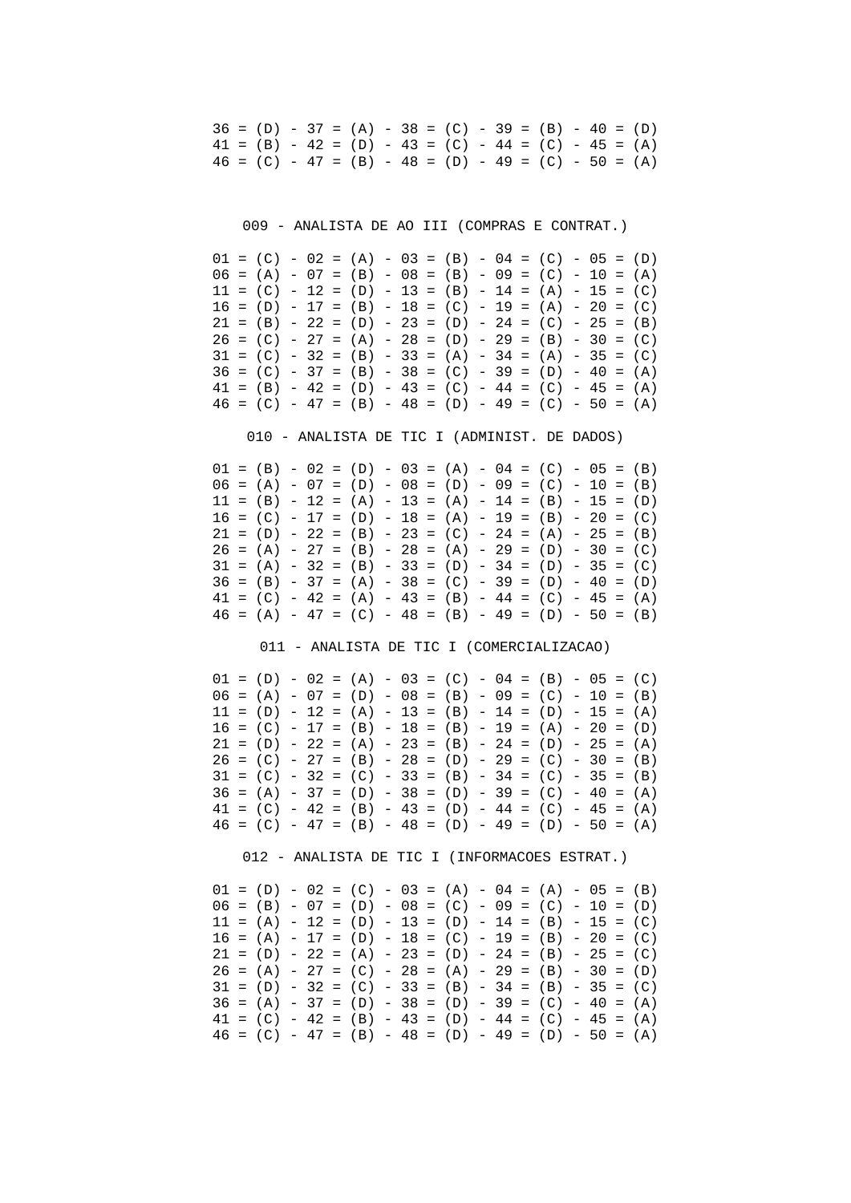36 = (D) - 37 = (A) - 38 = (C) - 39 = (B) - 40 = (D)
41 = (B) - 42 = (D) - 43 = (C) - 44 = (C) - 45 = (A)
46 = (C) - 47 = (B) - 48 = (D) - 49 = (C) - 50 = (A)

## 009 - ANALISTA DE AO III (COMPRAS E CONTRAT.)

01 = (C) - 02 = (A) - 03 = (B) - 04 = (C) - 05 = (D)
06 = (A) - 07 = (B) - 08 = (B) - 09 = (C) - 10 = (A)
11 = (C) - 12 = (D) - 13 = (B) - 14 = (A) - 15 = (C)
16 = (D) - 17 = (B) - 18 = (C) - 19 = (A) - 20 = (C)
21 = (B) - 22 = (D) - 23 = (D) - 24 = (C) - 25 = (B)
26 = (C) - 27 = (A) - 28 = (D) - 29 = (B) - 30 = (C)
31 = (C) - 32 = (B) - 33 = (A) - 34 = (A) - 35 = (C)
36 = (C) - 37 = (B) - 38 = (C) - 39 = (D) - 40 = (A)
41 = (B) - 42 = (D) - 43 = (C) - 44 = (C) - 45 = (A)
46 = (C) - 47 = (B) - 48 = (D) - 49 = (C) - 50 = (A)

## 010 - ANALISTA DE TIC I (ADMINIST. DE DADOS)

01 = (B) - 02 = (D) - 03 = (A) - 04 = (C) - 05 = (B)
06 = (A) - 07 = (D) - 08 = (D) - 09 = (C) - 10 = (B)
11 = (B) - 12 = (A) - 13 = (A) - 14 = (B) - 15 = (D)
16 = (C) - 17 = (D) - 18 = (A) - 19 = (B) - 20 = (C)
21 = (D) - 22 = (B) - 23 = (C) - 24 = (A) - 25 = (B)
26 = (A) - 27 = (B) - 28 = (A) - 29 = (D) - 30 = (C)
31 = (A) - 32 = (B) - 33 = (D) - 34 = (D) - 35 = (C)
36 = (B) - 37 = (A) - 38 = (C) - 39 = (D) - 40 = (D)
41 = (C) - 42 = (A) - 43 = (B) - 44 = (C) - 45 = (A)
46 = (A) - 47 = (C) - 48 = (B) - 49 = (D) - 50 = (B)

## 011 - ANALISTA DE TIC I (COMERCIALIZACAO)

01 = (D) - 02 = (A) - 03 = (C) - 04 = (B) - 05 = (C)
06 = (A) - 07 = (D) - 08 = (B) - 09 = (C) - 10 = (B)
11 = (D) - 12 = (A) - 13 = (B) - 14 = (D) - 15 = (A)
16 = (C) - 17 = (B) - 18 = (B) - 19 = (A) - 20 = (D)
21 = (D) - 22 = (A) - 23 = (B) - 24 = (D) - 25 = (A)
26 = (C) - 27 = (B) - 28 = (D) - 29 = (C) - 30 = (B)
31 = (C) - 32 = (C) - 33 = (B) - 34 = (C) - 35 = (B)
36 = (A) - 37 = (D) - 38 = (D) - 39 = (C) - 40 = (A)
41 = (C) - 42 = (B) - 43 = (D) - 44 = (C) - 45 = (A)
46 = (C) - 47 = (B) - 48 = (D) - 49 = (D) - 50 = (A)

## 012 - ANALISTA DE TIC I (INFORMACOES ESTRAT.)

01 = (D) - 02 = (C) - 03 = (A) - 04 = (A) - 05 = (B)
06 = (B) - 07 = (D) - 08 = (C) - 09 = (C) - 10 = (D)
11 = (A) - 12 = (D) - 13 = (D) - 14 = (B) - 15 = (C)
16 = (A) - 17 = (D) - 18 = (C) - 19 = (B) - 20 = (C)
21 = (D) - 22 = (A) - 23 = (D) - 24 = (B) - 25 = (C)
26 = (A) - 27 = (C) - 28 = (A) - 29 = (B) - 30 = (D)
31 = (D) - 32 = (C) - 33 = (B) - 34 = (B) - 35 = (C)
36 = (A) - 37 = (D) - 38 = (D) - 39 = (C) - 40 = (A)
41 = (C) - 42 = (B) - 43 = (D) - 44 = (C) - 45 = (A)
46 = (C) - 47 = (B) - 48 = (D) - 49 = (D) - 50 = (A)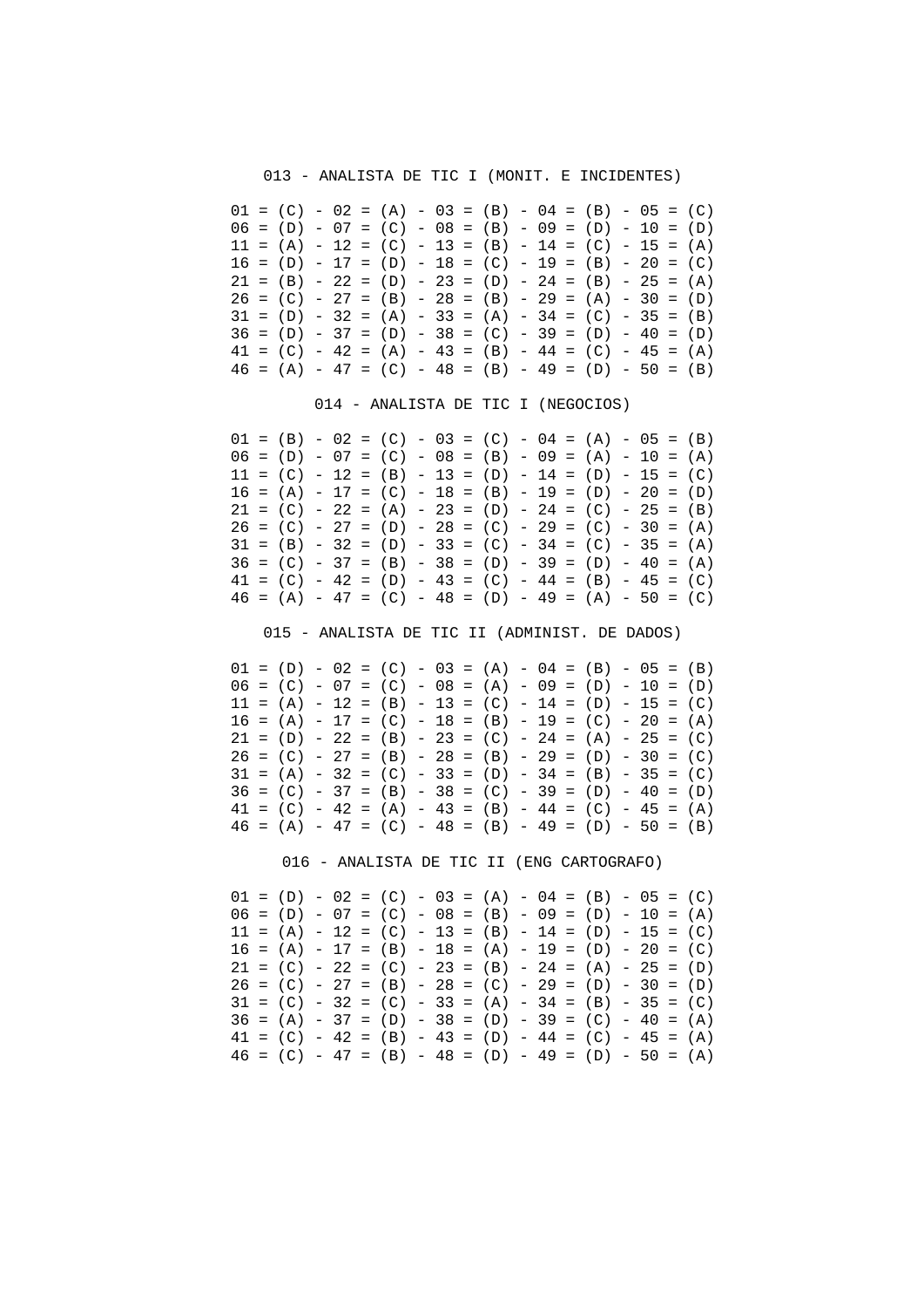013 - ANALISTA DE TIC I (MONIT. E INCIDENTES)

```
01 = (C) - 02 = (A) - 03 = (B) - 04 = (B) - 05 = (C)
06 = (D) - 07 = (C) - 08 = (B) - 09 = (D) - 10 = (D)
11 = (A) - 12 = (C) - 13 = (B) - 14 = (C) - 15 = (A)
16 = (D) - 17 = (D) - 18 = (C) - 19 = (B) - 20 = (C)
21 = (B) - 22 = (D) - 23 = (D) - 24 = (B) - 25 = (A)
26 = (C) - 27 = (B) - 28 = (B) - 29 = (A) - 30 = (D)
31 = (D) - 32 = (A) - 33 = (A) - 34 = (C) - 35 = (B)
36 = (D) - 37 = (D) - 38 = (C) - 39 = (D) - 40 = (D)
41 = (C) - 42 = (A) - 43 = (B) - 44 = (C) - 45 = (A)
46 = (A) - 47 = (C) - 48 = (B) - 49 = (D) - 50 = (B)
```

014 - ANALISTA DE TIC I (NEGOCIOS)

```
01 = (B) - 02 = (C) - 03 = (C) - 04 = (A) - 05 = (B)
06 = (D) - 07 = (C) - 08 = (B) - 09 = (A) - 10 = (A)
11 = (C) - 12 = (B) - 13 = (D) - 14 = (D) - 15 = (C)
16 = (A) - 17 = (C) - 18 = (B) - 19 = (D) - 20 = (D)
21 = (C) - 22 = (A) - 23 = (D) - 24 = (C) - 25 = (B)
26 = (C) - 27 = (D) - 28 = (C) - 29 = (C) - 30 = (A)
31 = (B) - 32 = (D) - 33 = (C) - 34 = (C) - 35 = (A)
36 = (C) - 37 = (B) - 38 = (D) - 39 = (D) - 40 = (A)
41 = (C) - 42 = (D) - 43 = (C) - 44 = (B) - 45 = (C)
46 = (A) - 47 = (C) - 48 = (D) - 49 = (A) - 50 = (C)
```

015 - ANALISTA DE TIC II (ADMINIST. DE DADOS)

```
01 = (D) - 02 = (C) - 03 = (A) - 04 = (B) - 05 = (B)
06 = (C) - 07 = (C) - 08 = (A) - 09 = (D) - 10 = (D)
11 = (A) - 12 = (B) - 13 = (C) - 14 = (D) - 15 = (C)
16 = (A) - 17 = (C) - 18 = (B) - 19 = (C) - 20 = (A)
21 = (D) - 22 = (B) - 23 = (C) - 24 = (A) - 25 = (C)
26 = (C) - 27 = (B) - 28 = (B) - 29 = (D) - 30 = (C)
31 = (A) - 32 = (C) - 33 = (D) - 34 = (B) - 35 = (C)
36 = (C) - 37 = (B) - 38 = (C) - 39 = (D) - 40 = (D)
41 = (C) - 42 = (A) - 43 = (B) - 44 = (C) - 45 = (A)
46 = (A) - 47 = (C) - 48 = (B) - 49 = (D) - 50 = (B)
```

016 - ANALISTA DE TIC II (ENG CARTOGRAFO)

```
01 = (D) - 02 = (C) - 03 = (A) - 04 = (B) - 05 = (C)
06 = (D) - 07 = (C) - 08 = (B) - 09 = (D) - 10 = (A)
11 = (A) - 12 = (C) - 13 = (B) - 14 = (D) - 15 = (C)
16 = (A) - 17 = (B) - 18 = (A) - 19 = (D) - 20 = (C)
21 = (C) - 22 = (C) - 23 = (B) - 24 = (A) - 25 = (D)
26 = (C) - 27 = (B) - 28 = (C) - 29 = (D) - 30 = (D)
31 = (C) - 32 = (C) - 33 = (A) - 34 = (B) - 35 = (C)
36 = (A) - 37 = (D) - 38 = (D) - 39 = (C) - 40 = (A)
41 = (C) - 42 = (B) - 43 = (D) - 44 = (C) - 45 = (A)
46 = (C) - 47 = (B) - 48 = (D) - 49 = (D) - 50 = (A)
```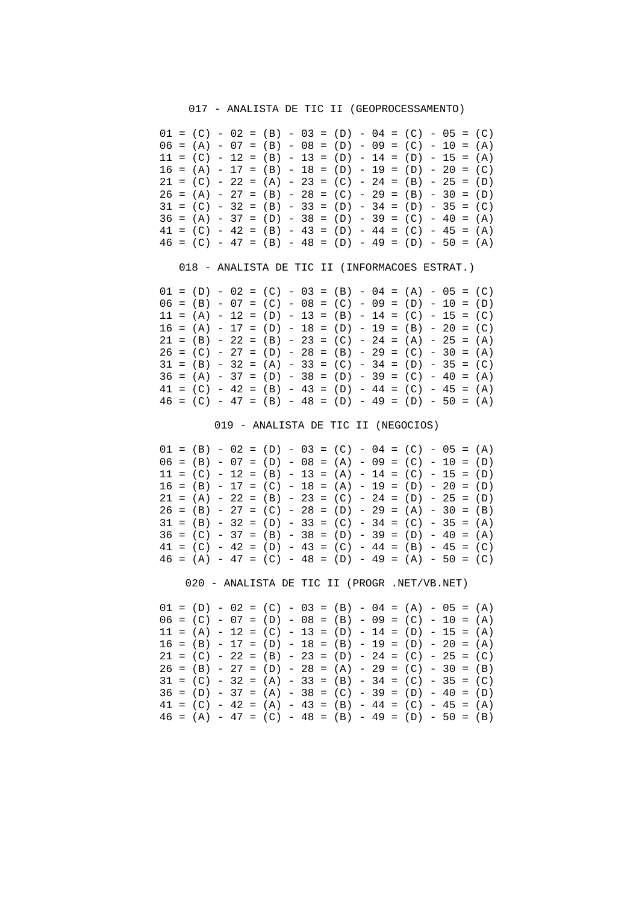### 017 - ANALISTA DE TIC II (GEOPROCESSAMENTO)

```
01 = (C) - 02 = (B) - 03 = (D) - 04 = (C) - 05 = (C)
06 = (A) - 07 = (B) - 08 = (D) - 09 = (C) - 10 = (A)
11 = (C) - 12 = (B) - 13 = (D) - 14 = (D) - 15 = (A)
16 = (A) - 17 = (B) - 18 = (D) - 19 = (D) - 20 = (C)
21 = (C) - 22 = (A) - 23 = (C) - 24 = (B) - 25 = (D)
26 = (A) - 27 = (B) - 28 = (C) - 29 = (B) - 30 = (D)
31 = (C) - 32 = (B) - 33 = (D) - 34 = (D) - 35 = (C)
36 = (A) - 37 = (D) - 38 = (D) - 39 = (C) - 40 = (A)
41 = (C) - 42 = (B) - 43 = (D) - 44 = (C) - 45 = (A)
46 = (C) - 47 = (B) - 48 = (D) - 49 = (D) - 50 = (A)
```

### 018 - ANALISTA DE TIC II (INFORMACOES ESTRAT.)

```
01 = (D) - 02 = (C) - 03 = (B) - 04 = (A) - 05 = (C)
06 = (B) - 07 = (C) - 08 = (C) - 09 = (D) - 10 = (D)
11 = (A) - 12 = (D) - 13 = (B) - 14 = (C) - 15 = (C)
16 = (A) - 17 = (D) - 18 = (D) - 19 = (B) - 20 = (C)
21 = (B) - 22 = (B) - 23 = (C) - 24 = (A) - 25 = (A)
26 = (C) - 27 = (D) - 28 = (B) - 29 = (C) - 30 = (A)
31 = (B) - 32 = (A) - 33 = (C) - 34 = (D) - 35 = (C)
36 = (A) - 37 = (D) - 38 = (D) - 39 = (C) - 40 = (A)
41 = (C) - 42 = (B) - 43 = (D) - 44 = (C) - 45 = (A)
46 = (C) - 47 = (B) - 48 = (D) - 49 = (D) - 50 = (A)
```

### 019 - ANALISTA DE TIC II (NEGOCIOS)

```
01 = (B) - 02 = (D) - 03 = (C) - 04 = (C) - 05 = (A)
06 = (B) - 07 = (D) - 08 = (A) - 09 = (C) - 10 = (D)
11 = (C) - 12 = (B) - 13 = (A) - 14 = (C) - 15 = (D)
16 = (B) - 17 = (C) - 18 = (A) - 19 = (D) - 20 = (D)
21 = (A) - 22 = (B) - 23 = (C) - 24 = (D) - 25 = (D)
26 = (B) - 27 = (C) - 28 = (D) - 29 = (A) - 30 = (B)
31 = (B) - 32 = (D) - 33 = (C) - 34 = (C) - 35 = (A)
36 = (C) - 37 = (B) - 38 = (D) - 39 = (D) - 40 = (A)
41 = (C) - 42 = (D) - 43 = (C) - 44 = (B) - 45 = (C)
46 = (A) - 47 = (C) - 48 = (D) - 49 = (A) - 50 = (C)
```

### 020 - ANALISTA DE TIC II (PROGR .NET/VB.NET)

```
01 = (D) - 02 = (C) - 03 = (B) - 04 = (A) - 05 = (A)
06 = (C) - 07 = (D) - 08 = (B) - 09 = (C) - 10 = (A)
11 = (A) - 12 = (C) - 13 = (D) - 14 = (D) - 15 = (A)
16 = (B) - 17 = (D) - 18 = (B) - 19 = (D) - 20 = (A)
21 = (C) - 22 = (B) - 23 = (D) - 24 = (C) - 25 = (C)
26 = (B) - 27 = (D) - 28 = (A) - 29 = (C) - 30 = (B)
31 = (C) - 32 = (A) - 33 = (B) - 34 = (C) - 35 = (C)
36 = (D) - 37 = (A) - 38 = (C) - 39 = (D) - 40 = (D)
41 = (C) - 42 = (A) - 43 = (B) - 44 = (C) - 45 = (A)
46 = (A) - 47 = (C) - 48 = (B) - 49 = (D) - 50 = (B)
```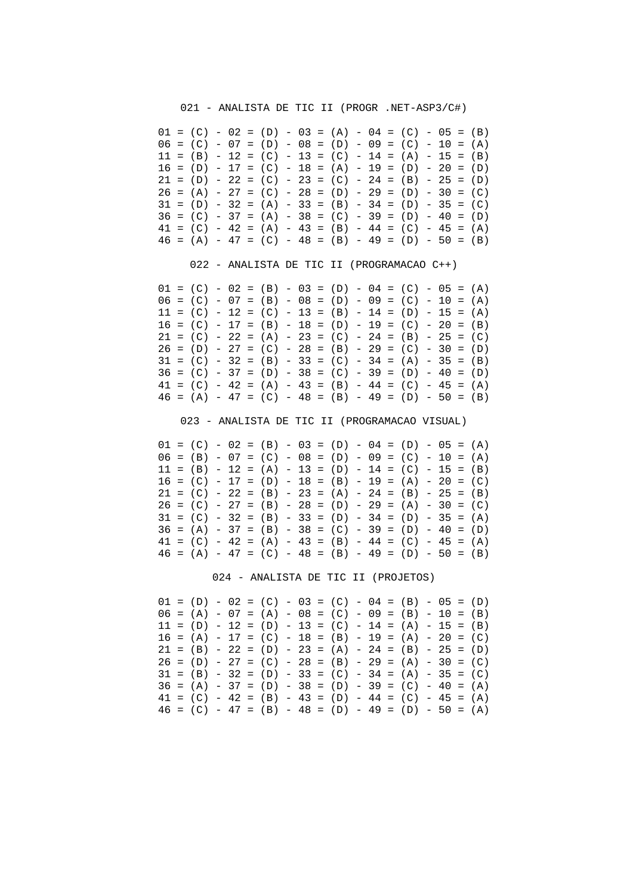## 021 - ANALISTA DE TIC II (PROGR .NET-ASP3/C#)

```
01 = (C) - 02 = (D) - 03 = (A) - 04 = (C) - 05 = (B)
06 = (C) - 07 = (D) - 08 = (D) - 09 = (C) - 10 = (A)
11 = (B) - 12 = (C) - 13 = (C) - 14 = (A) - 15 = (B)
16 = (D) - 17 = (C) - 18 = (A) - 19 = (D) - 20 = (D)
21 = (D) - 22 = (C) - 23 = (C) - 24 = (B) - 25 = (D)
26 = (A) - 27 = (C) - 28 = (D) - 29 = (D) - 30 = (C)
31 = (D) - 32 = (A) - 33 = (B) - 34 = (D) - 35 = (C)
36 = (C) - 37 = (A) - 38 = (C) - 39 = (D) - 40 = (D)
41 = (C) - 42 = (A) - 43 = (B) - 44 = (C) - 45 = (A)
46 = (A) - 47 = (C) - 48 = (B) - 49 = (D) - 50 = (B)
```

## 022 - ANALISTA DE TIC II (PROGRAMACAO C++)

```
01 = (C) - 02 = (B) - 03 = (D) - 04 = (C) - 05 = (A)
06 = (C) - 07 = (B) - 08 = (D) - 09 = (C) - 10 = (A)
11 = (C) - 12 = (C) - 13 = (B) - 14 = (D) - 15 = (A)
16 = (C) - 17 = (B) - 18 = (D) - 19 = (C) - 20 = (B)
21 = (C) - 22 = (A) - 23 = (C) - 24 = (B) - 25 = (C)
26 = (D) - 27 = (C) - 28 = (B) - 29 = (C) - 30 = (D)
31 = (C) - 32 = (B) - 33 = (C) - 34 = (A) - 35 = (B)
36 = (C) - 37 = (D) - 38 = (C) - 39 = (D) - 40 = (D)
41 = (C) - 42 = (A) - 43 = (B) - 44 = (C) - 45 = (A)
46 = (A) - 47 = (C) - 48 = (B) - 49 = (D) - 50 = (B)
```

## 023 - ANALISTA DE TIC II (PROGRAMACAO VISUAL)

```
01 = (C) - 02 = (B) - 03 = (D) - 04 = (D) - 05 = (A)
06 = (B) - 07 = (C) - 08 = (D) - 09 = (C) - 10 = (A)
11 = (B) - 12 = (A) - 13 = (D) - 14 = (C) - 15 = (B)
16 = (C) - 17 = (D) - 18 = (B) - 19 = (A) - 20 = (C)
21 = (C) - 22 = (B) - 23 = (A) - 24 = (B) - 25 = (B)
26 = (C) - 27 = (B) - 28 = (D) - 29 = (A) - 30 = (C)
31 = (C) - 32 = (B) - 33 = (D) - 34 = (D) - 35 = (A)
36 = (A) - 37 = (B) - 38 = (C) - 39 = (D) - 40 = (D)
41 = (C) - 42 = (A) - 43 = (B) - 44 = (C) - 45 = (A)
46 = (A) - 47 = (C) - 48 = (B) - 49 = (D) - 50 = (B)
```

## 024 - ANALISTA DE TIC II (PROJETOS)

```
01 = (D) - 02 = (C) - 03 = (C) - 04 = (B) - 05 = (D)
06 = (A) - 07 = (A) - 08 = (C) - 09 = (B) - 10 = (B)
11 = (D) - 12 = (D) - 13 = (C) - 14 = (A) - 15 = (B)
16 = (A) - 17 = (C) - 18 = (B) - 19 = (A) - 20 = (C)
21 = (B) - 22 = (D) - 23 = (A) - 24 = (B) - 25 = (D)
26 = (D) - 27 = (C) - 28 = (B) - 29 = (A) - 30 = (C)
31 = (B) - 32 = (D) - 33 = (C) - 34 = (A) - 35 = (C)
36 = (A) - 37 = (D) - 38 = (D) - 39 = (C) - 40 = (A)
41 = (C) - 42 = (B) - 43 = (D) - 44 = (C) - 45 = (A)
46 = (C) - 47 = (B) - 48 = (D) - 49 = (D) - 50 = (A)
```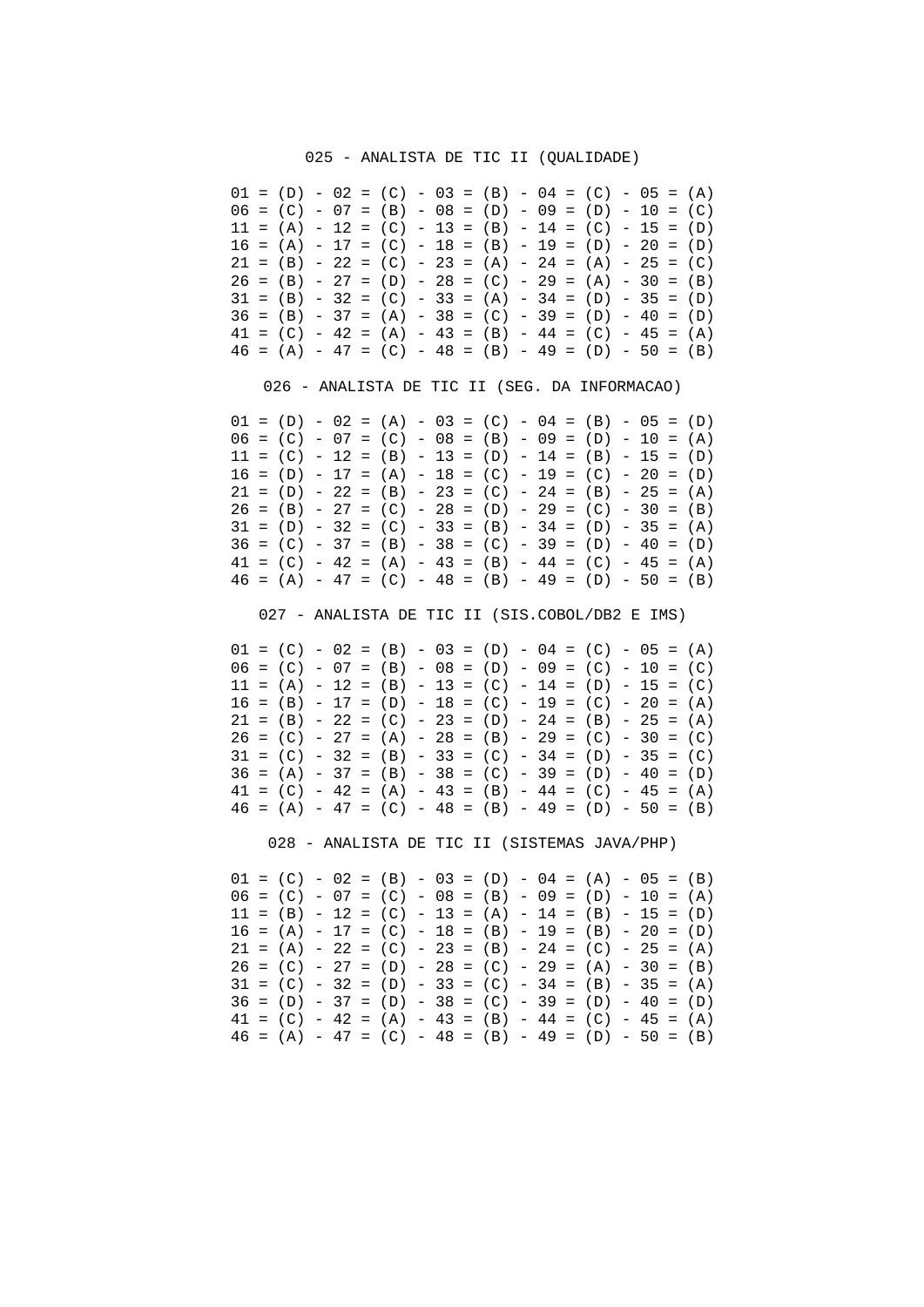025 - ANALISTA DE TIC II (QUALIDADE)

01 = (D) - 02 = (C) - 03 = (B) - 04 = (C) - 05 = (A)
06 = (C) - 07 = (B) - 08 = (D) - 09 = (D) - 10 = (C)
11 = (A) - 12 = (C) - 13 = (B) - 14 = (C) - 15 = (D)
16 = (A) - 17 = (C) - 18 = (B) - 19 = (D) - 20 = (D)
21 = (B) - 22 = (C) - 23 = (A) - 24 = (A) - 25 = (C)
26 = (B) - 27 = (D) - 28 = (C) - 29 = (A) - 30 = (B)
31 = (B) - 32 = (C) - 33 = (A) - 34 = (D) - 35 = (D)
36 = (B) - 37 = (A) - 38 = (C) - 39 = (D) - 40 = (D)
41 = (C) - 42 = (A) - 43 = (B) - 44 = (C) - 45 = (A)
46 = (A) - 47 = (C) - 48 = (B) - 49 = (D) - 50 = (B)

026 - ANALISTA DE TIC II (SEG. DA INFORMACAO)

01 = (D) - 02 = (A) - 03 = (C) - 04 = (B) - 05 = (D)
06 = (C) - 07 = (C) - 08 = (B) - 09 = (D) - 10 = (A)
11 = (C) - 12 = (B) - 13 = (D) - 14 = (B) - 15 = (D)
16 = (D) - 17 = (A) - 18 = (C) - 19 = (C) - 20 = (D)
21 = (D) - 22 = (B) - 23 = (C) - 24 = (B) - 25 = (A)
26 = (B) - 27 = (C) - 28 = (D) - 29 = (C) - 30 = (B)
31 = (D) - 32 = (C) - 33 = (B) - 34 = (D) - 35 = (A)
36 = (C) - 37 = (B) - 38 = (C) - 39 = (D) - 40 = (D)
41 = (C) - 42 = (A) - 43 = (B) - 44 = (C) - 45 = (A)
46 = (A) - 47 = (C) - 48 = (B) - 49 = (D) - 50 = (B)

027 - ANALISTA DE TIC II (SIS.COBOL/DB2 E IMS)

01 = (C) - 02 = (B) - 03 = (D) - 04 = (C) - 05 = (A)
06 = (C) - 07 = (B) - 08 = (D) - 09 = (C) - 10 = (C)
11 = (A) - 12 = (B) - 13 = (C) - 14 = (D) - 15 = (C)
16 = (B) - 17 = (D) - 18 = (C) - 19 = (C) - 20 = (A)
21 = (B) - 22 = (C) - 23 = (D) - 24 = (B) - 25 = (A)
26 = (C) - 27 = (A) - 28 = (B) - 29 = (C) - 30 = (C)
31 = (C) - 32 = (B) - 33 = (C) - 34 = (D) - 35 = (C)
36 = (A) - 37 = (B) - 38 = (C) - 39 = (D) - 40 = (D)
41 = (C) - 42 = (A) - 43 = (B) - 44 = (C) - 45 = (A)
46 = (A) - 47 = (C) - 48 = (B) - 49 = (D) - 50 = (B)

028 - ANALISTA DE TIC II (SISTEMAS JAVA/PHP)

01 = (C) - 02 = (B) - 03 = (D) - 04 = (A) - 05 = (B)
06 = (C) - 07 = (C) - 08 = (B) - 09 = (D) - 10 = (A)
11 = (B) - 12 = (C) - 13 = (A) - 14 = (B) - 15 = (D)
16 = (A) - 17 = (C) - 18 = (B) - 19 = (B) - 20 = (D)
21 = (A) - 22 = (C) - 23 = (B) - 24 = (C) - 25 = (A)
26 = (C) - 27 = (D) - 28 = (C) - 29 = (A) - 30 = (B)
31 = (C) - 32 = (D) - 33 = (C) - 34 = (B) - 35 = (A)
36 = (D) - 37 = (D) - 38 = (C) - 39 = (D) - 40 = (D)
41 = (C) - 42 = (A) - 43 = (B) - 44 = (C) - 45 = (A)
46 = (A) - 47 = (C) - 48 = (B) - 49 = (D) - 50 = (B)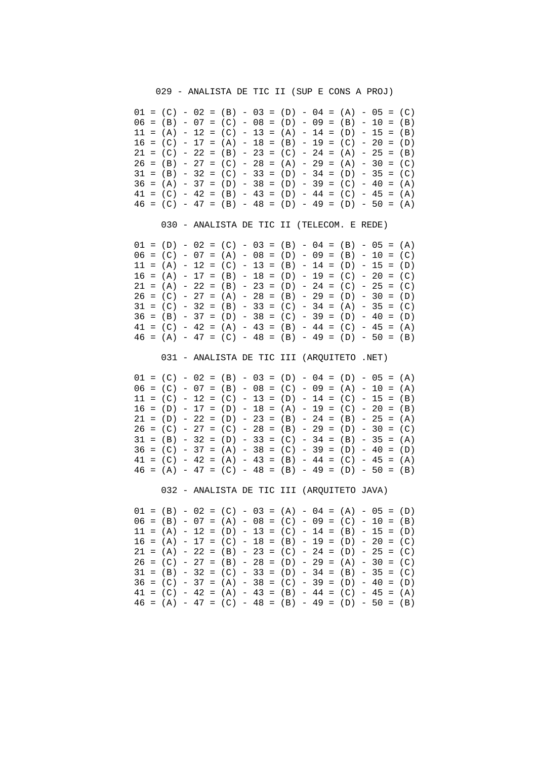029 - ANALISTA DE TIC II (SUP E CONS A PROJ)

01 = (C) - 02 = (B) - 03 = (D) - 04 = (A) - 05 = (C)
06 = (B) - 07 = (C) - 08 = (D) - 09 = (B) - 10 = (B)
11 = (A) - 12 = (C) - 13 = (A) - 14 = (D) - 15 = (B)
16 = (C) - 17 = (A) - 18 = (B) - 19 = (C) - 20 = (D)
21 = (C) - 22 = (B) - 23 = (C) - 24 = (A) - 25 = (B)
26 = (B) - 27 = (C) - 28 = (A) - 29 = (A) - 30 = (C)
31 = (B) - 32 = (C) - 33 = (D) - 34 = (D) - 35 = (C)
36 = (A) - 37 = (D) - 38 = (D) - 39 = (C) - 40 = (A)
41 = (C) - 42 = (B) - 43 = (D) - 44 = (C) - 45 = (A)
46 = (C) - 47 = (B) - 48 = (D) - 49 = (D) - 50 = (A)

030 - ANALISTA DE TIC II (TELECOM. E REDE)

01 = (D) - 02 = (C) - 03 = (B) - 04 = (B) - 05 = (A)
06 = (C) - 07 = (A) - 08 = (D) - 09 = (B) - 10 = (C)
11 = (A) - 12 = (C) - 13 = (B) - 14 = (D) - 15 = (D)
16 = (A) - 17 = (B) - 18 = (D) - 19 = (C) - 20 = (C)
21 = (A) - 22 = (B) - 23 = (D) - 24 = (C) - 25 = (C)
26 = (C) - 27 = (A) - 28 = (B) - 29 = (D) - 30 = (D)
31 = (C) - 32 = (B) - 33 = (C) - 34 = (A) - 35 = (C)
36 = (B) - 37 = (D) - 38 = (C) - 39 = (D) - 40 = (D)
41 = (C) - 42 = (A) - 43 = (B) - 44 = (C) - 45 = (A)
46 = (A) - 47 = (C) - 48 = (B) - 49 = (D) - 50 = (B)

031 - ANALISTA DE TIC III (ARQUITETO .NET)

01 = (C) - 02 = (B) - 03 = (D) - 04 = (D) - 05 = (A)
06 = (C) - 07 = (B) - 08 = (C) - 09 = (A) - 10 = (A)
11 = (C) - 12 = (C) - 13 = (D) - 14 = (C) - 15 = (B)
16 = (D) - 17 = (D) - 18 = (A) - 19 = (C) - 20 = (B)
21 = (D) - 22 = (D) - 23 = (B) - 24 = (B) - 25 = (A)
26 = (C) - 27 = (C) - 28 = (B) - 29 = (D) - 30 = (C)
31 = (B) - 32 = (D) - 33 = (C) - 34 = (B) - 35 = (A)
36 = (C) - 37 = (A) - 38 = (C) - 39 = (D) - 40 = (D)
41 = (C) - 42 = (A) - 43 = (B) - 44 = (C) - 45 = (A)
46 = (A) - 47 = (C) - 48 = (B) - 49 = (D) - 50 = (B)

032 - ANALISTA DE TIC III (ARQUITETO JAVA)

01 = (B) - 02 = (C) - 03 = (A) - 04 = (A) - 05 = (D)
06 = (B) - 07 = (A) - 08 = (C) - 09 = (C) - 10 = (B)
11 = (A) - 12 = (D) - 13 = (C) - 14 = (B) - 15 = (D)
16 = (A) - 17 = (C) - 18 = (B) - 19 = (D) - 20 = (C)
21 = (A) - 22 = (B) - 23 = (C) - 24 = (D) - 25 = (C)
26 = (C) - 27 = (B) - 28 = (D) - 29 = (A) - 30 = (C)
31 = (B) - 32 = (C) - 33 = (D) - 34 = (B) - 35 = (C)
36 = (C) - 37 = (A) - 38 = (C) - 39 = (D) - 40 = (D)
41 = (C) - 42 = (A) - 43 = (B) - 44 = (C) - 45 = (A)
46 = (A) - 47 = (C) - 48 = (B) - 49 = (D) - 50 = (B)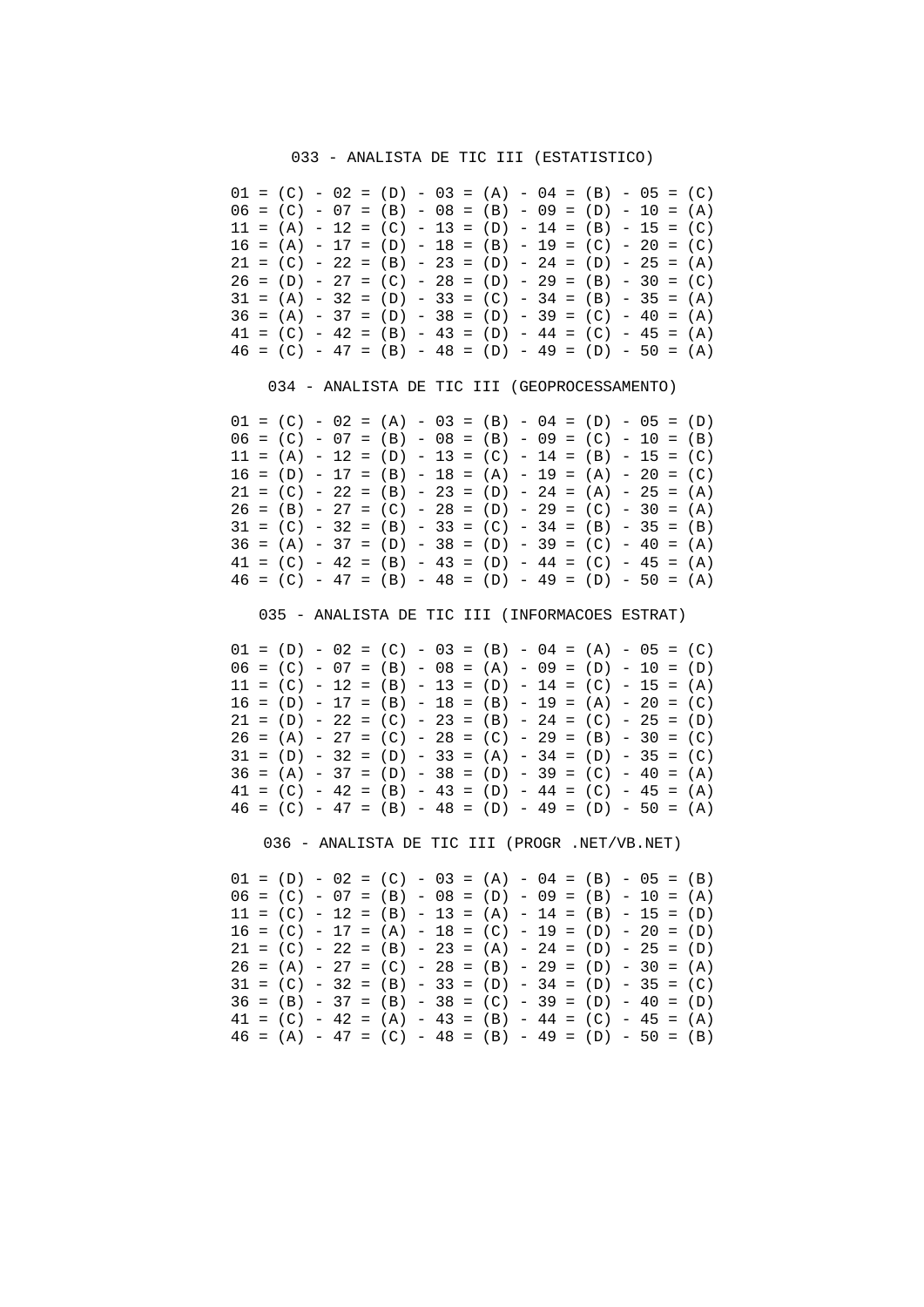033 - ANALISTA DE TIC III (ESTATISTICO)

```
01 = (C) - 02 = (D) - 03 = (A) - 04 = (B) - 05 = (C)
06 = (C) - 07 = (B) - 08 = (B) - 09 = (D) - 10 = (A)
11 = (A) - 12 = (C) - 13 = (D) - 14 = (B) - 15 = (C)
16 = (A) - 17 = (D) - 18 = (B) - 19 = (C) - 20 = (C)
21 = (C) - 22 = (B) - 23 = (D) - 24 = (D) - 25 = (A)
26 = (D) - 27 = (C) - 28 = (D) - 29 = (B) - 30 = (C)
31 = (A) - 32 = (D) - 33 = (C) - 34 = (B) - 35 = (A)
36 = (A) - 37 = (D) - 38 = (D) - 39 = (C) - 40 = (A)
41 = (C) - 42 = (B) - 43 = (D) - 44 = (C) - 45 = (A)
46 = (C) - 47 = (B) - 48 = (D) - 49 = (D) - 50 = (A)
```

034 - ANALISTA DE TIC III (GEOPROCESSAMENTO)

```
01 = (C) - 02 = (A) - 03 = (B) - 04 = (D) - 05 = (D)
06 = (C) - 07 = (B) - 08 = (B) - 09 = (C) - 10 = (B)
11 = (A) - 12 = (D) - 13 = (C) - 14 = (B) - 15 = (C)
16 = (D) - 17 = (B) - 18 = (A) - 19 = (A) - 20 = (C)
21 = (C) - 22 = (B) - 23 = (D) - 24 = (A) - 25 = (A)
26 = (B) - 27 = (C) - 28 = (D) - 29 = (C) - 30 = (A)
31 = (C) - 32 = (B) - 33 = (C) - 34 = (B) - 35 = (B)
36 = (A) - 37 = (D) - 38 = (D) - 39 = (C) - 40 = (A)
41 = (C) - 42 = (B) - 43 = (D) - 44 = (C) - 45 = (A)
46 = (C) - 47 = (B) - 48 = (D) - 49 = (D) - 50 = (A)
```

035 - ANALISTA DE TIC III (INFORMACOES ESTRAT)

```
01 = (D) - 02 = (C) - 03 = (B) - 04 = (A) - 05 = (C)
06 = (C) - 07 = (B) - 08 = (A) - 09 = (D) - 10 = (D)
11 = (C) - 12 = (B) - 13 = (D) - 14 = (C) - 15 = (A)
16 = (D) - 17 = (B) - 18 = (B) - 19 = (A) - 20 = (C)
21 = (D) - 22 = (C) - 23 = (B) - 24 = (C) - 25 = (D)
26 = (A) - 27 = (C) - 28 = (C) - 29 = (B) - 30 = (C)
31 = (D) - 32 = (D) - 33 = (A) - 34 = (D) - 35 = (C)
36 = (A) - 37 = (D) - 38 = (D) - 39 = (C) - 40 = (A)
41 = (C) - 42 = (B) - 43 = (D) - 44 = (C) - 45 = (A)
46 = (C) - 47 = (B) - 48 = (D) - 49 = (D) - 50 = (A)
```

036 - ANALISTA DE TIC III (PROGR .NET/VB.NET)

```
01 = (D) - 02 = (C) - 03 = (A) - 04 = (B) - 05 = (B)
06 = (C) - 07 = (B) - 08 = (D) - 09 = (B) - 10 = (A)
11 = (C) - 12 = (B) - 13 = (A) - 14 = (B) - 15 = (D)
16 = (C) - 17 = (A) - 18 = (C) - 19 = (D) - 20 = (D)
21 = (C) - 22 = (B) - 23 = (A) - 24 = (D) - 25 = (D)
26 = (A) - 27 = (C) - 28 = (B) - 29 = (D) - 30 = (A)
31 = (C) - 32 = (B) - 33 = (D) - 34 = (D) - 35 = (C)
36 = (B) - 37 = (B) - 38 = (C) - 39 = (D) - 40 = (D)
41 = (C) - 42 = (A) - 43 = (B) - 44 = (C) - 45 = (A)
46 = (A) - 47 = (C) - 48 = (B) - 49 = (D) - 50 = (B)
```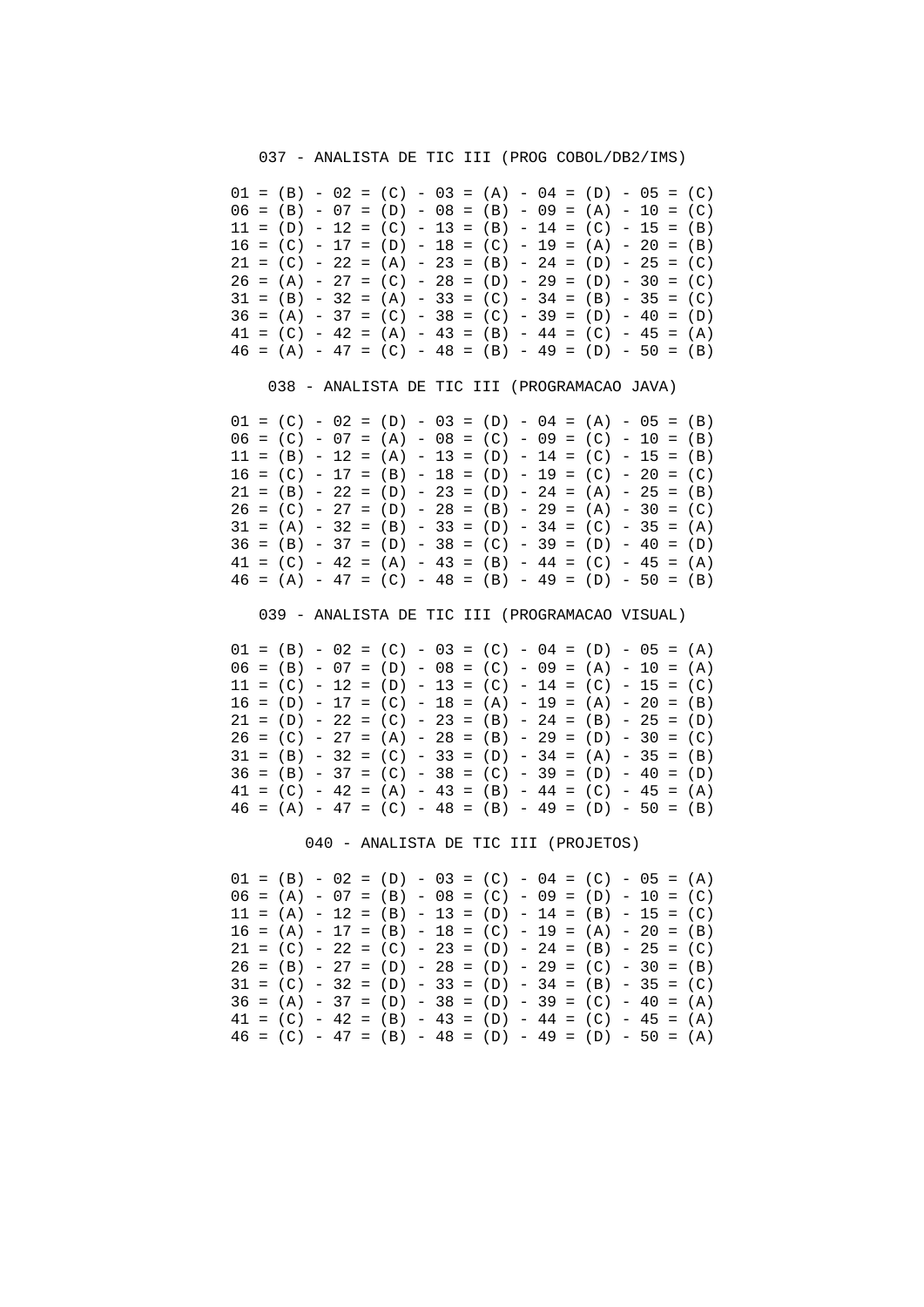037 - ANALISTA DE TIC III (PROG COBOL/DB2/IMS)

```
01 = (B) - 02 = (C) - 03 = (A) - 04 = (D) - 05 = (C)
06 = (B) - 07 = (D) - 08 = (B) - 09 = (A) - 10 = (C)
11 = (D) - 12 = (C) - 13 = (B) - 14 = (C) - 15 = (B)
16 = (C) - 17 = (D) - 18 = (C) - 19 = (A) - 20 = (B)
21 = (C) - 22 = (A) - 23 = (B) - 24 = (D) - 25 = (C)
26 = (A) - 27 = (C) - 28 = (D) - 29 = (D) - 30 = (C)
31 = (B) - 32 = (A) - 33 = (C) - 34 = (B) - 35 = (C)
36 = (A) - 37 = (C) - 38 = (C) - 39 = (D) - 40 = (D)
41 = (C) - 42 = (A) - 43 = (B) - 44 = (C) - 45 = (A)
46 = (A) - 47 = (C) - 48 = (B) - 49 = (D) - 50 = (B)
```

038 - ANALISTA DE TIC III (PROGRAMACAO JAVA)

```
01 = (C) - 02 = (D) - 03 = (D) - 04 = (A) - 05 = (B)
06 = (C) - 07 = (A) - 08 = (C) - 09 = (C) - 10 = (B)
11 = (B) - 12 = (A) - 13 = (D) - 14 = (C) - 15 = (B)
16 = (C) - 17 = (B) - 18 = (D) - 19 = (C) - 20 = (C)
21 = (B) - 22 = (D) - 23 = (D) - 24 = (A) - 25 = (B)
26 = (C) - 27 = (D) - 28 = (B) - 29 = (A) - 30 = (C)
31 = (A) - 32 = (B) - 33 = (D) - 34 = (C) - 35 = (A)
36 = (B) - 37 = (D) - 38 = (C) - 39 = (D) - 40 = (D)
41 = (C) - 42 = (A) - 43 = (B) - 44 = (C) - 45 = (A)
46 = (A) - 47 = (C) - 48 = (B) - 49 = (D) - 50 = (B)
```

039 - ANALISTA DE TIC III (PROGRAMACAO VISUAL)

```
01 = (B) - 02 = (C) - 03 = (C) - 04 = (D) - 05 = (A)
06 = (B) - 07 = (D) - 08 = (C) - 09 = (A) - 10 = (A)
11 = (C) - 12 = (D) - 13 = (C) - 14 = (C) - 15 = (C)
16 = (D) - 17 = (C) - 18 = (A) - 19 = (A) - 20 = (B)
21 = (D) - 22 = (C) - 23 = (B) - 24 = (B) - 25 = (D)
26 = (C) - 27 = (A) - 28 = (B) - 29 = (D) - 30 = (C)
31 = (B) - 32 = (C) - 33 = (D) - 34 = (A) - 35 = (B)
36 = (B) - 37 = (C) - 38 = (C) - 39 = (D) - 40 = (D)
41 = (C) - 42 = (A) - 43 = (B) - 44 = (C) - 45 = (A)
46 = (A) - 47 = (C) - 48 = (B) - 49 = (D) - 50 = (B)
```

040 - ANALISTA DE TIC III (PROJETOS)

```
01 = (B) - 02 = (D) - 03 = (C) - 04 = (C) - 05 = (A)
06 = (A) - 07 = (B) - 08 = (C) - 09 = (D) - 10 = (C)
11 = (A) - 12 = (B) - 13 = (D) - 14 = (B) - 15 = (C)
16 = (A) - 17 = (B) - 18 = (C) - 19 = (A) - 20 = (B)
21 = (C) - 22 = (C) - 23 = (D) - 24 = (B) - 25 = (C)
26 = (B) - 27 = (D) - 28 = (D) - 29 = (C) - 30 = (B)
31 = (C) - 32 = (D) - 33 = (D) - 34 = (B) - 35 = (C)
36 = (A) - 37 = (D) - 38 = (D) - 39 = (C) - 40 = (A)
41 = (C) - 42 = (B) - 43 = (D) - 44 = (C) - 45 = (A)
46 = (C) - 47 = (B) - 48 = (D) - 49 = (D) - 50 = (A)
```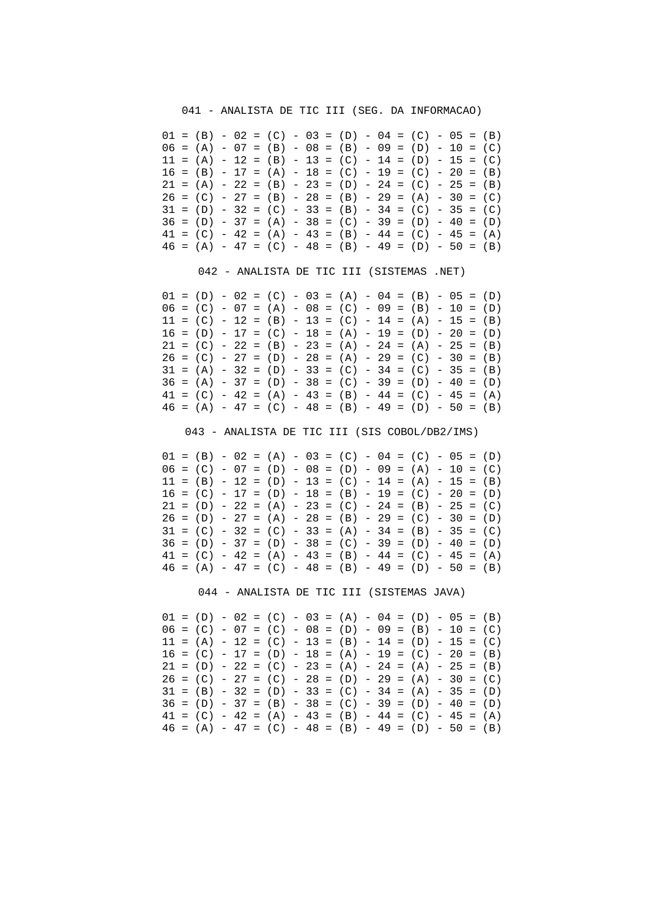041 - ANALISTA DE TIC III (SEG. DA INFORMACAO)

01 = (B) - 02 = (C) - 03 = (D) - 04 = (C) - 05 = (B)
06 = (A) - 07 = (B) - 08 = (B) - 09 = (D) - 10 = (C)
11 = (A) - 12 = (B) - 13 = (C) - 14 = (D) - 15 = (C)
16 = (B) - 17 = (A) - 18 = (C) - 19 = (C) - 20 = (B)
21 = (A) - 22 = (B) - 23 = (D) - 24 = (C) - 25 = (B)
26 = (C) - 27 = (B) - 28 = (B) - 29 = (A) - 30 = (C)
31 = (D) - 32 = (C) - 33 = (B) - 34 = (C) - 35 = (C)
36 = (D) - 37 = (A) - 38 = (C) - 39 = (D) - 40 = (D)
41 = (C) - 42 = (A) - 43 = (B) - 44 = (C) - 45 = (A)
46 = (A) - 47 = (C) - 48 = (B) - 49 = (D) - 50 = (B)

042 - ANALISTA DE TIC III (SISTEMAS .NET)

01 = (D) - 02 = (C) - 03 = (A) - 04 = (B) - 05 = (D)
06 = (C) - 07 = (A) - 08 = (C) - 09 = (B) - 10 = (D)
11 = (C) - 12 = (B) - 13 = (C) - 14 = (A) - 15 = (B)
16 = (D) - 17 = (C) - 18 = (A) - 19 = (D) - 20 = (D)
21 = (C) - 22 = (B) - 23 = (A) - 24 = (A) - 25 = (B)
26 = (C) - 27 = (D) - 28 = (A) - 29 = (C) - 30 = (B)
31 = (A) - 32 = (D) - 33 = (C) - 34 = (C) - 35 = (B)
36 = (A) - 37 = (D) - 38 = (C) - 39 = (D) - 40 = (D)
41 = (C) - 42 = (A) - 43 = (B) - 44 = (C) - 45 = (A)
46 = (A) - 47 = (C) - 48 = (B) - 49 = (D) - 50 = (B)

043 - ANALISTA DE TIC III (SIS COBOL/DB2/IMS)

01 = (B) - 02 = (A) - 03 = (C) - 04 = (C) - 05 = (D)
06 = (C) - 07 = (D) - 08 = (D) - 09 = (A) - 10 = (C)
11 = (B) - 12 = (D) - 13 = (C) - 14 = (A) - 15 = (B)
16 = (C) - 17 = (D) - 18 = (B) - 19 = (C) - 20 = (D)
21 = (D) - 22 = (A) - 23 = (C) - 24 = (B) - 25 = (C)
26 = (D) - 27 = (A) - 28 = (B) - 29 = (C) - 30 = (D)
31 = (C) - 32 = (C) - 33 = (A) - 34 = (B) - 35 = (C)
36 = (D) - 37 = (D) - 38 = (C) - 39 = (D) - 40 = (D)
41 = (C) - 42 = (A) - 43 = (B) - 44 = (C) - 45 = (A)
46 = (A) - 47 = (C) - 48 = (B) - 49 = (D) - 50 = (B)

044 - ANALISTA DE TIC III (SISTEMAS JAVA)

01 = (D) - 02 = (C) - 03 = (A) - 04 = (D) - 05 = (B)
06 = (C) - 07 = (C) - 08 = (D) - 09 = (B) - 10 = (C)
11 = (A) - 12 = (C) - 13 = (B) - 14 = (D) - 15 = (C)
16 = (C) - 17 = (D) - 18 = (A) - 19 = (C) - 20 = (B)
21 = (D) - 22 = (C) - 23 = (A) - 24 = (A) - 25 = (B)
26 = (C) - 27 = (C) - 28 = (D) - 29 = (A) - 30 = (C)
31 = (B) - 32 = (D) - 33 = (C) - 34 = (A) - 35 = (D)
36 = (D) - 37 = (B) - 38 = (C) - 39 = (D) - 40 = (D)
41 = (C) - 42 = (A) - 43 = (B) - 44 = (C) - 45 = (A)
46 = (A) - 47 = (C) - 48 = (B) - 49 = (D) - 50 = (B)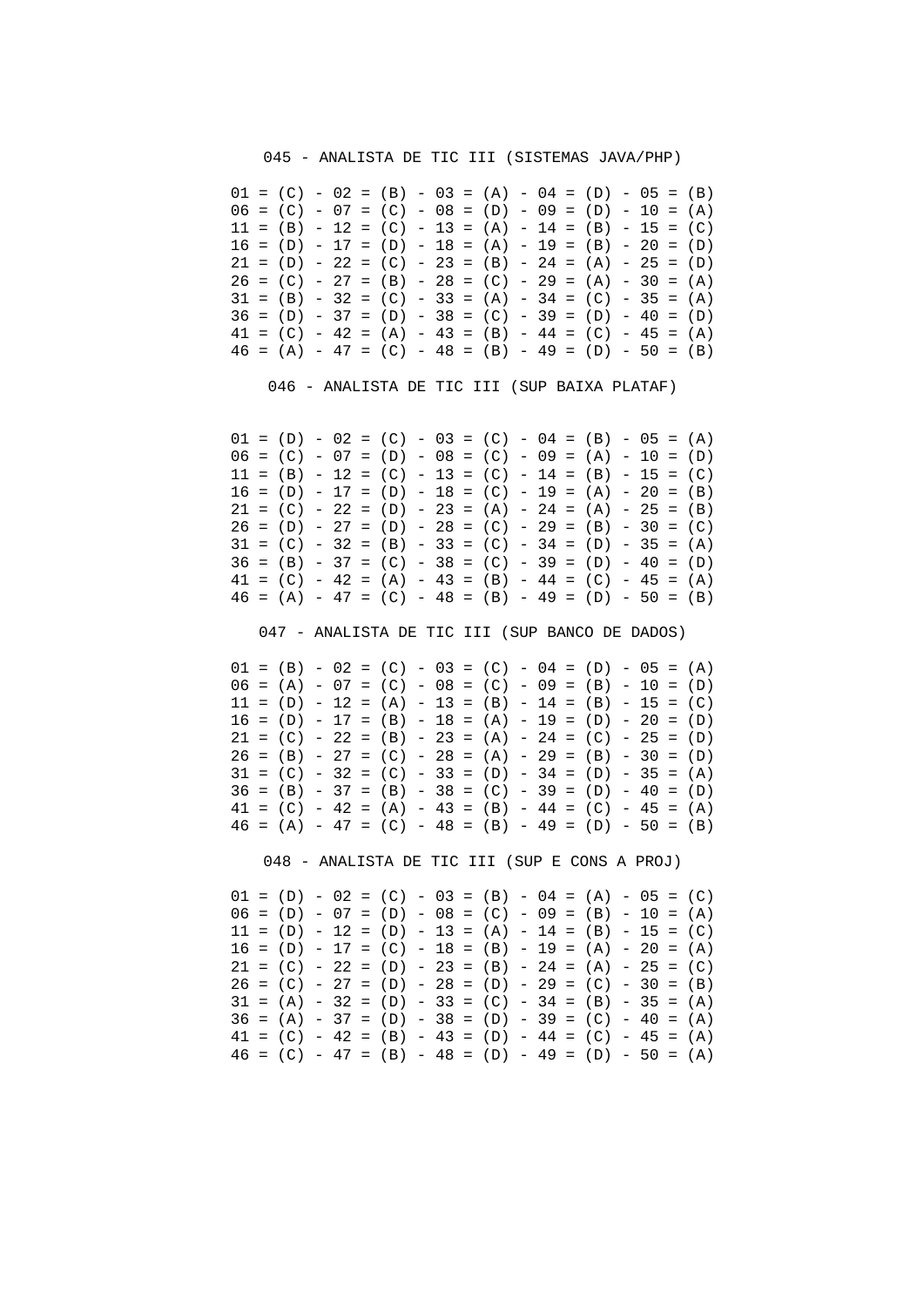045 - ANALISTA DE TIC III (SISTEMAS JAVA/PHP)

01 = (C) - 02 = (B) - 03 = (A) - 04 = (D) - 05 = (B)
06 = (C) - 07 = (C) - 08 = (D) - 09 = (D) - 10 = (A)
11 = (B) - 12 = (C) - 13 = (A) - 14 = (B) - 15 = (C)
16 = (D) - 17 = (D) - 18 = (A) - 19 = (B) - 20 = (D)
21 = (D) - 22 = (C) - 23 = (B) - 24 = (A) - 25 = (D)
26 = (C) - 27 = (B) - 28 = (C) - 29 = (A) - 30 = (A)
31 = (B) - 32 = (C) - 33 = (A) - 34 = (C) - 35 = (A)
36 = (D) - 37 = (D) - 38 = (C) - 39 = (D) - 40 = (D)
41 = (C) - 42 = (A) - 43 = (B) - 44 = (C) - 45 = (A)
46 = (A) - 47 = (C) - 48 = (B) - 49 = (D) - 50 = (B)

046 - ANALISTA DE TIC III (SUP BAIXA PLATAF)

01 = (D) - 02 = (C) - 03 = (C) - 04 = (B) - 05 = (A)
06 = (C) - 07 = (D) - 08 = (C) - 09 = (A) - 10 = (D)
11 = (B) - 12 = (C) - 13 = (C) - 14 = (B) - 15 = (C)
16 = (D) - 17 = (D) - 18 = (C) - 19 = (A) - 20 = (B)
21 = (C) - 22 = (D) - 23 = (A) - 24 = (A) - 25 = (B)
26 = (D) - 27 = (D) - 28 = (C) - 29 = (B) - 30 = (C)
31 = (C) - 32 = (B) - 33 = (C) - 34 = (D) - 35 = (A)
36 = (B) - 37 = (C) - 38 = (C) - 39 = (D) - 40 = (D)
41 = (C) - 42 = (A) - 43 = (B) - 44 = (C) - 45 = (A)
46 = (A) - 47 = (C) - 48 = (B) - 49 = (D) - 50 = (B)

047 - ANALISTA DE TIC III (SUP BANCO DE DADOS)

01 = (B) - 02 = (C) - 03 = (C) - 04 = (D) - 05 = (A)
06 = (A) - 07 = (C) - 08 = (C) - 09 = (B) - 10 = (D)
11 = (D) - 12 = (A) - 13 = (B) - 14 = (B) - 15 = (C)
16 = (D) - 17 = (B) - 18 = (A) - 19 = (D) - 20 = (D)
21 = (C) - 22 = (B) - 23 = (A) - 24 = (C) - 25 = (D)
26 = (B) - 27 = (C) - 28 = (A) - 29 = (B) - 30 = (D)
31 = (C) - 32 = (C) - 33 = (D) - 34 = (D) - 35 = (A)
36 = (B) - 37 = (B) - 38 = (C) - 39 = (D) - 40 = (D)
41 = (C) - 42 = (A) - 43 = (B) - 44 = (C) - 45 = (A)
46 = (A) - 47 = (C) - 48 = (B) - 49 = (D) - 50 = (B)

048 - ANALISTA DE TIC III (SUP E CONS A PROJ)

01 = (D) - 02 = (C) - 03 = (B) - 04 = (A) - 05 = (C)
06 = (D) - 07 = (D) - 08 = (C) - 09 = (B) - 10 = (A)
11 = (D) - 12 = (D) - 13 = (A) - 14 = (B) - 15 = (C)
16 = (D) - 17 = (C) - 18 = (B) - 19 = (A) - 20 = (A)
21 = (C) - 22 = (D) - 23 = (B) - 24 = (A) - 25 = (C)
26 = (C) - 27 = (D) - 28 = (D) - 29 = (C) - 30 = (B)
31 = (A) - 32 = (D) - 33 = (C) - 34 = (B) - 35 = (A)
36 = (A) - 37 = (D) - 38 = (D) - 39 = (C) - 40 = (A)
41 = (C) - 42 = (B) - 43 = (D) - 44 = (C) - 45 = (A)
46 = (C) - 47 = (B) - 48 = (D) - 49 = (D) - 50 = (A)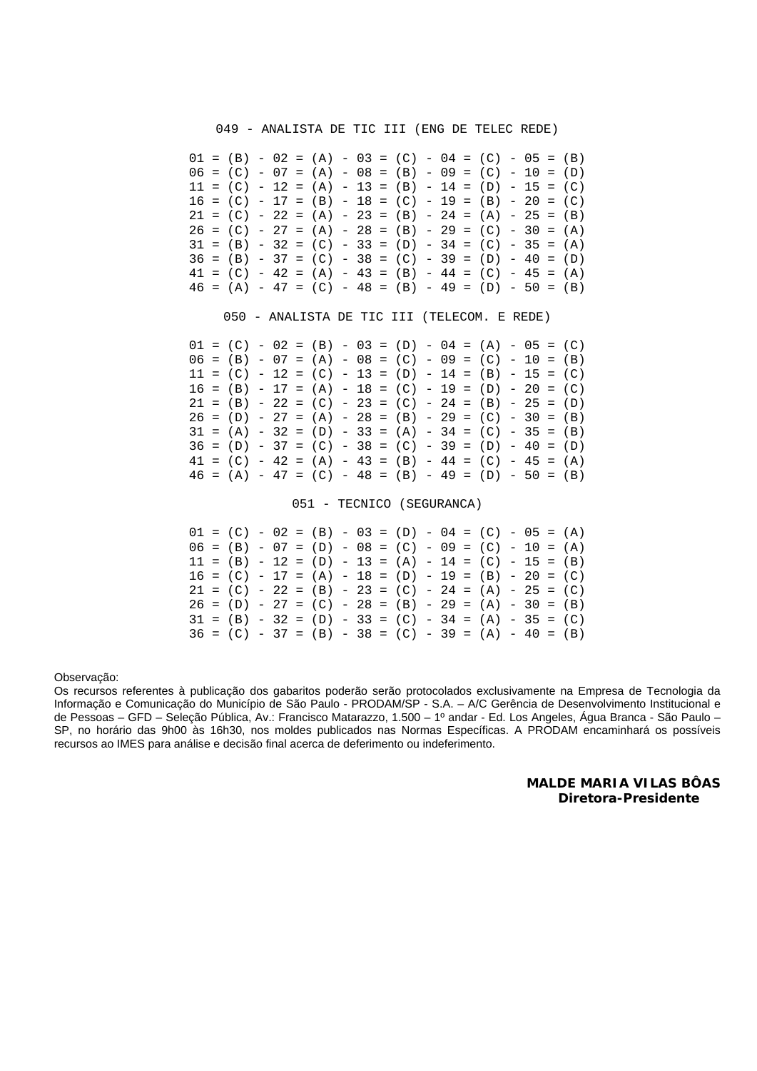## 049 - ANALISTA DE TIC III (ENG DE TELEC REDE)

```
01 = (B) - 02 = (A) - 03 = (C) - 04 = (C) - 05 = (B)
06 = (C) - 07 = (A) - 08 = (B) - 09 = (C) - 10 = (D)
11 = (C) - 12 = (A) - 13 = (B) - 14 = (D) - 15 = (C)
16 = (C) - 17 = (B) - 18 = (C) - 19 = (B) - 20 = (C)
21 = (C) - 22 = (A) - 23 = (B) - 24 = (A) - 25 = (B)
26 = (C) - 27 = (A) - 28 = (B) - 29 = (C) - 30 = (A)
31 = (B) - 32 = (C) - 33 = (D) - 34 = (C) - 35 = (A)
36 = (B) - 37 = (C) - 38 = (C) - 39 = (D) - 40 = (D)
41 = (C) - 42 = (A) - 43 = (B) - 44 = (C) - 45 = (A)
46 = (A) - 47 = (C) - 48 = (B) - 49 = (D) - 50 = (B)
```

## 050 - ANALISTA DE TIC III (TELECOM. E REDE)

```
01 = (C) - 02 = (B) - 03 = (D) - 04 = (A) - 05 = (C)
06 = (B) - 07 = (A) - 08 = (C) - 09 = (C) - 10 = (B)
11 = (C) - 12 = (C) - 13 = (D) - 14 = (B) - 15 = (C)
16 = (B) - 17 = (A) - 18 = (C) - 19 = (D) - 20 = (C)
21 = (B) - 22 = (C) - 23 = (C) - 24 = (B) - 25 = (D)
26 = (D) - 27 = (A) - 28 = (B) - 29 = (C) - 30 = (B)
31 = (A) - 32 = (D) - 33 = (A) - 34 = (C) - 35 = (B)
36 = (D) - 37 = (C) - 38 = (C) - 39 = (D) - 40 = (D)
41 = (C) - 42 = (A) - 43 = (B) - 44 = (C) - 45 = (A)
46 = (A) - 47 = (C) - 48 = (B) - 49 = (D) - 50 = (B)
```

## 051 - TECNICO (SEGURANCA)

```
01 = (C) - 02 = (B) - 03 = (D) - 04 = (C) - 05 = (A)
06 = (B) - 07 = (D) - 08 = (C) - 09 = (C) - 10 = (A)
11 = (B) - 12 = (D) - 13 = (A) - 14 = (C) - 15 = (B)
16 = (C) - 17 = (A) - 18 = (D) - 19 = (B) - 20 = (C)
21 = (C) - 22 = (B) - 23 = (C) - 24 = (A) - 25 = (C)
26 = (D) - 27 = (C) - 28 = (B) - 29 = (A) - 30 = (B)
31 = (B) - 32 = (D) - 33 = (C) - 34 = (A) - 35 = (C)
36 = (C) - 37 = (B) - 38 = (C) - 39 = (A) - 40 = (B)
```

Observação:

Os recursos referentes à publicação dos gabaritos poderão serão protocolados exclusivamente na Empresa de Tecnologia da Informação e Comunicação do Município de São Paulo - PRODAM/SP - S.A. – A/C Gerência de Desenvolvimento Institucional e de Pessoas – GFD – Seleção Pública, Av.: Francisco Matarazzo, 1.500 – 1º andar - Ed. Los Angeles, Água Branca - São Paulo – SP, no horário das 9h00 às 16h30, nos moldes publicados nas Normas Específicas. A PRODAM encaminhará os possíveis recursos ao IMES para análise e decisão final acerca de deferimento ou indeferimento.

**MALDE MARIA VILAS BÔAS**
**Diretora-Presidente**